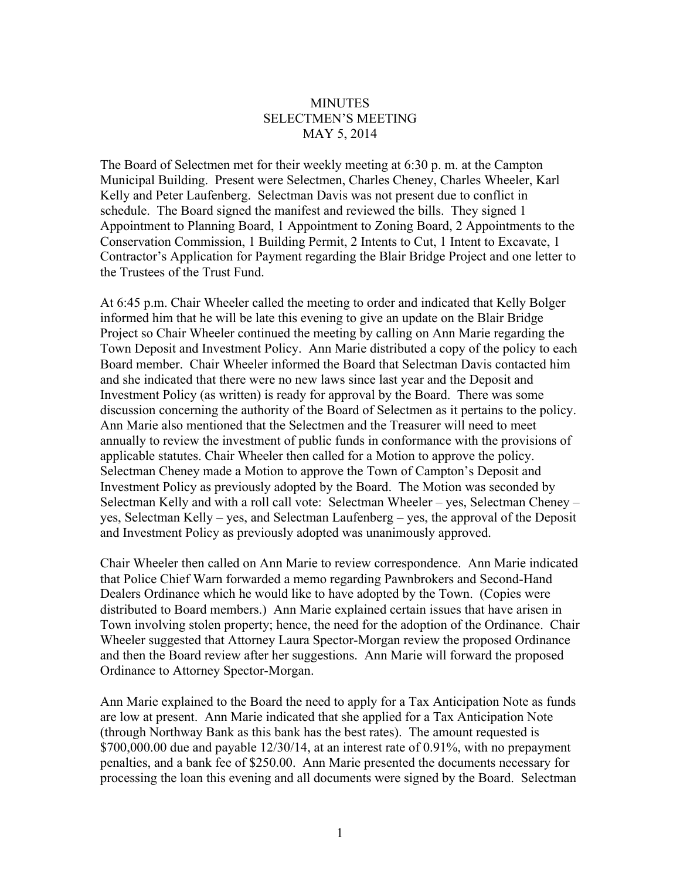# MINUTES
## SELECTMEN'S MEETING
### MAY 5, 2014

The Board of Selectmen met for their weekly meeting at 6:30 p. m. at the Campton Municipal Building. Present were Selectmen, Charles Cheney, Charles Wheeler, Karl Kelly and Peter Laufenberg. Selectman Davis was not present due to conflict in schedule. The Board signed the manifest and reviewed the bills. They signed 1 Appointment to Planning Board, 1 Appointment to Zoning Board, 2 Appointments to the Conservation Commission, 1 Building Permit, 2 Intents to Cut, 1 Intent to Excavate, 1 Contractor's Application for Payment regarding the Blair Bridge Project and one letter to the Trustees of the Trust Fund.

At 6:45 p.m. Chair Wheeler called the meeting to order and indicated that Kelly Bolger informed him that he will be late this evening to give an update on the Blair Bridge Project so Chair Wheeler continued the meeting by calling on Ann Marie regarding the Town Deposit and Investment Policy. Ann Marie distributed a copy of the policy to each Board member. Chair Wheeler informed the Board that Selectman Davis contacted him and she indicated that there were no new laws since last year and the Deposit and Investment Policy (as written) is ready for approval by the Board. There was some discussion concerning the authority of the Board of Selectmen as it pertains to the policy. Ann Marie also mentioned that the Selectmen and the Treasurer will need to meet annually to review the investment of public funds in conformance with the provisions of applicable statutes. Chair Wheeler then called for a Motion to approve the policy. Selectman Cheney made a Motion to approve the Town of Campton's Deposit and Investment Policy as previously adopted by the Board. The Motion was seconded by Selectman Kelly and with a roll call vote: Selectman Wheeler – yes, Selectman Cheney – yes, Selectman Kelly – yes, and Selectman Laufenberg – yes, the approval of the Deposit and Investment Policy as previously adopted was unanimously approved.

Chair Wheeler then called on Ann Marie to review correspondence. Ann Marie indicated that Police Chief Warn forwarded a memo regarding Pawnbrokers and Second-Hand Dealers Ordinance which he would like to have adopted by the Town. (Copies were distributed to Board members.) Ann Marie explained certain issues that have arisen in Town involving stolen property; hence, the need for the adoption of the Ordinance. Chair Wheeler suggested that Attorney Laura Spector-Morgan review the proposed Ordinance and then the Board review after her suggestions. Ann Marie will forward the proposed Ordinance to Attorney Spector-Morgan.

Ann Marie explained to the Board the need to apply for a Tax Anticipation Note as funds are low at present. Ann Marie indicated that she applied for a Tax Anticipation Note (through Northway Bank as this bank has the best rates). The amount requested is $700,000.00 due and payable 12/30/14, at an interest rate of 0.91%, with no prepayment penalties, and a bank fee of $250.00. Ann Marie presented the documents necessary for processing the loan this evening and all documents were signed by the Board. Selectman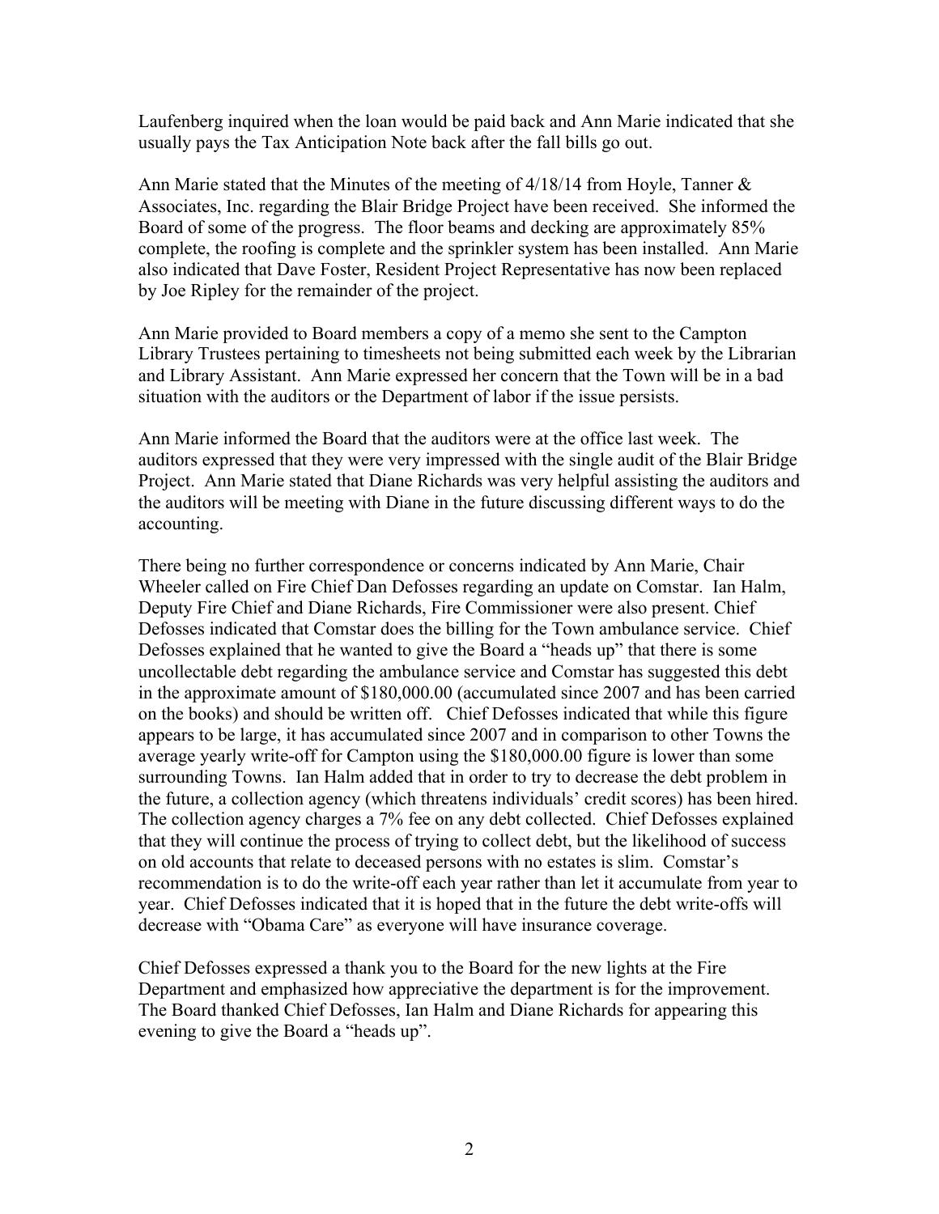Laufenberg inquired when the loan would be paid back and Ann Marie indicated that she usually pays the Tax Anticipation Note back after the fall bills go out.

Ann Marie stated that the Minutes of the meeting of 4/18/14 from Hoyle, Tanner & Associates, Inc. regarding the Blair Bridge Project have been received. She informed the Board of some of the progress. The floor beams and decking are approximately 85% complete, the roofing is complete and the sprinkler system has been installed. Ann Marie also indicated that Dave Foster, Resident Project Representative has now been replaced by Joe Ripley for the remainder of the project.

Ann Marie provided to Board members a copy of a memo she sent to the Campton Library Trustees pertaining to timesheets not being submitted each week by the Librarian and Library Assistant. Ann Marie expressed her concern that the Town will be in a bad situation with the auditors or the Department of labor if the issue persists.

Ann Marie informed the Board that the auditors were at the office last week. The auditors expressed that they were very impressed with the single audit of the Blair Bridge Project. Ann Marie stated that Diane Richards was very helpful assisting the auditors and the auditors will be meeting with Diane in the future discussing different ways to do the accounting.

There being no further correspondence or concerns indicated by Ann Marie, Chair Wheeler called on Fire Chief Dan Defosses regarding an update on Comstar. Ian Halm, Deputy Fire Chief and Diane Richards, Fire Commissioner were also present. Chief Defosses indicated that Comstar does the billing for the Town ambulance service. Chief Defosses explained that he wanted to give the Board a "heads up" that there is some uncollectable debt regarding the ambulance service and Comstar has suggested this debt in the approximate amount of $180,000.00 (accumulated since 2007 and has been carried on the books) and should be written off. Chief Defosses indicated that while this figure appears to be large, it has accumulated since 2007 and in comparison to other Towns the average yearly write-off for Campton using the $180,000.00 figure is lower than some surrounding Towns. Ian Halm added that in order to try to decrease the debt problem in the future, a collection agency (which threatens individuals' credit scores) has been hired. The collection agency charges a 7% fee on any debt collected. Chief Defosses explained that they will continue the process of trying to collect debt, but the likelihood of success on old accounts that relate to deceased persons with no estates is slim. Comstar's recommendation is to do the write-off each year rather than let it accumulate from year to year. Chief Defosses indicated that it is hoped that in the future the debt write-offs will decrease with "Obama Care" as everyone will have insurance coverage.

Chief Defosses expressed a thank you to the Board for the new lights at the Fire Department and emphasized how appreciative the department is for the improvement. The Board thanked Chief Defosses, Ian Halm and Diane Richards for appearing this evening to give the Board a "heads up".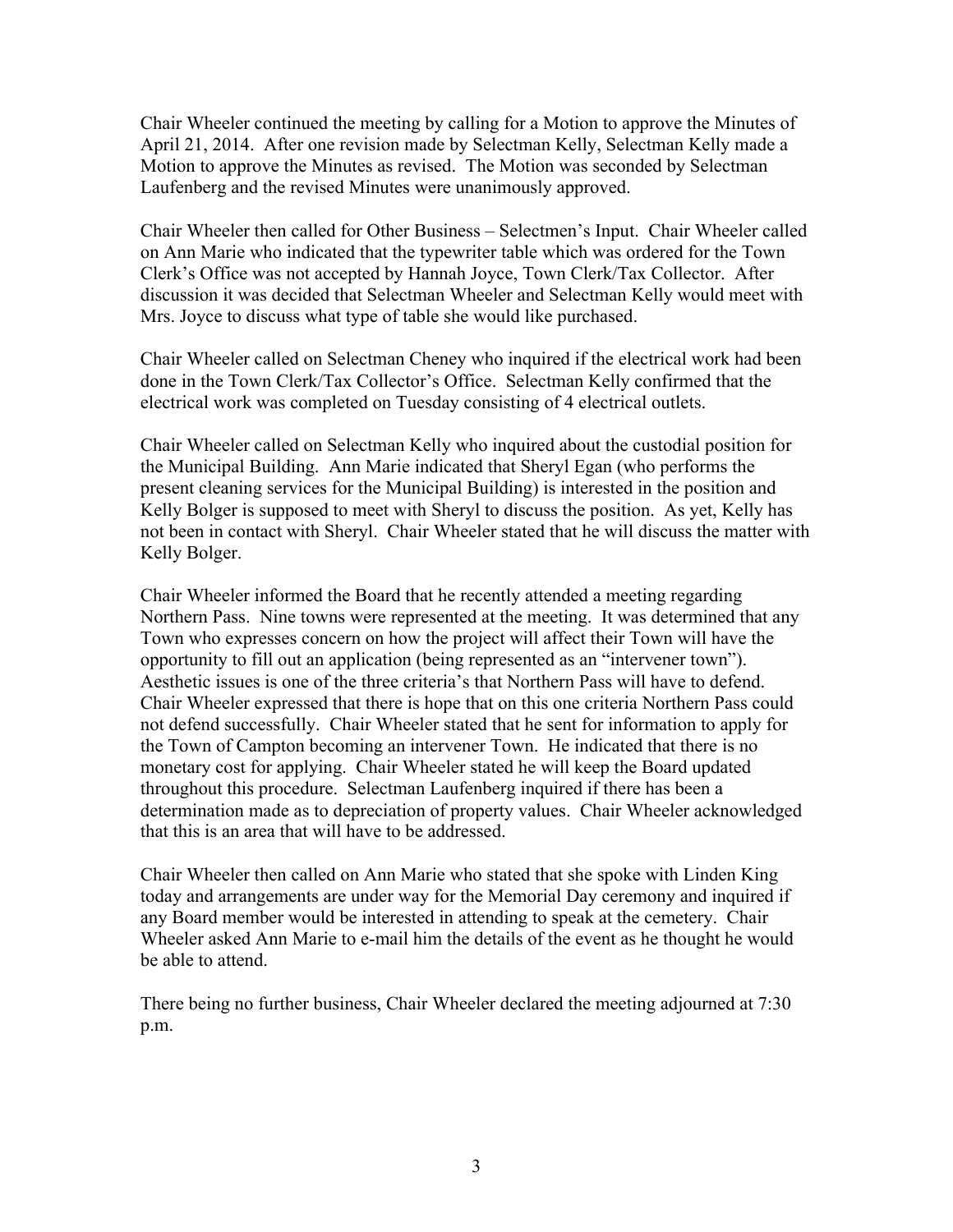Chair Wheeler continued the meeting by calling for a Motion to approve the Minutes of April 21, 2014. After one revision made by Selectman Kelly, Selectman Kelly made a Motion to approve the Minutes as revised. The Motion was seconded by Selectman Laufenberg and the revised Minutes were unanimously approved.

Chair Wheeler then called for Other Business – Selectmen's Input. Chair Wheeler called on Ann Marie who indicated that the typewriter table which was ordered for the Town Clerk's Office was not accepted by Hannah Joyce, Town Clerk/Tax Collector. After discussion it was decided that Selectman Wheeler and Selectman Kelly would meet with Mrs. Joyce to discuss what type of table she would like purchased.

Chair Wheeler called on Selectman Cheney who inquired if the electrical work had been done in the Town Clerk/Tax Collector's Office. Selectman Kelly confirmed that the electrical work was completed on Tuesday consisting of 4 electrical outlets.

Chair Wheeler called on Selectman Kelly who inquired about the custodial position for the Municipal Building. Ann Marie indicated that Sheryl Egan (who performs the present cleaning services for the Municipal Building) is interested in the position and Kelly Bolger is supposed to meet with Sheryl to discuss the position. As yet, Kelly has not been in contact with Sheryl. Chair Wheeler stated that he will discuss the matter with Kelly Bolger.

Chair Wheeler informed the Board that he recently attended a meeting regarding Northern Pass. Nine towns were represented at the meeting. It was determined that any Town who expresses concern on how the project will affect their Town will have the opportunity to fill out an application (being represented as an "intervener town"). Aesthetic issues is one of the three criteria's that Northern Pass will have to defend. Chair Wheeler expressed that there is hope that on this one criteria Northern Pass could not defend successfully. Chair Wheeler stated that he sent for information to apply for the Town of Campton becoming an intervener Town. He indicated that there is no monetary cost for applying. Chair Wheeler stated he will keep the Board updated throughout this procedure. Selectman Laufenberg inquired if there has been a determination made as to depreciation of property values. Chair Wheeler acknowledged that this is an area that will have to be addressed.

Chair Wheeler then called on Ann Marie who stated that she spoke with Linden King today and arrangements are under way for the Memorial Day ceremony and inquired if any Board member would be interested in attending to speak at the cemetery. Chair Wheeler asked Ann Marie to e-mail him the details of the event as he thought he would be able to attend.

There being no further business, Chair Wheeler declared the meeting adjourned at 7:30 p.m.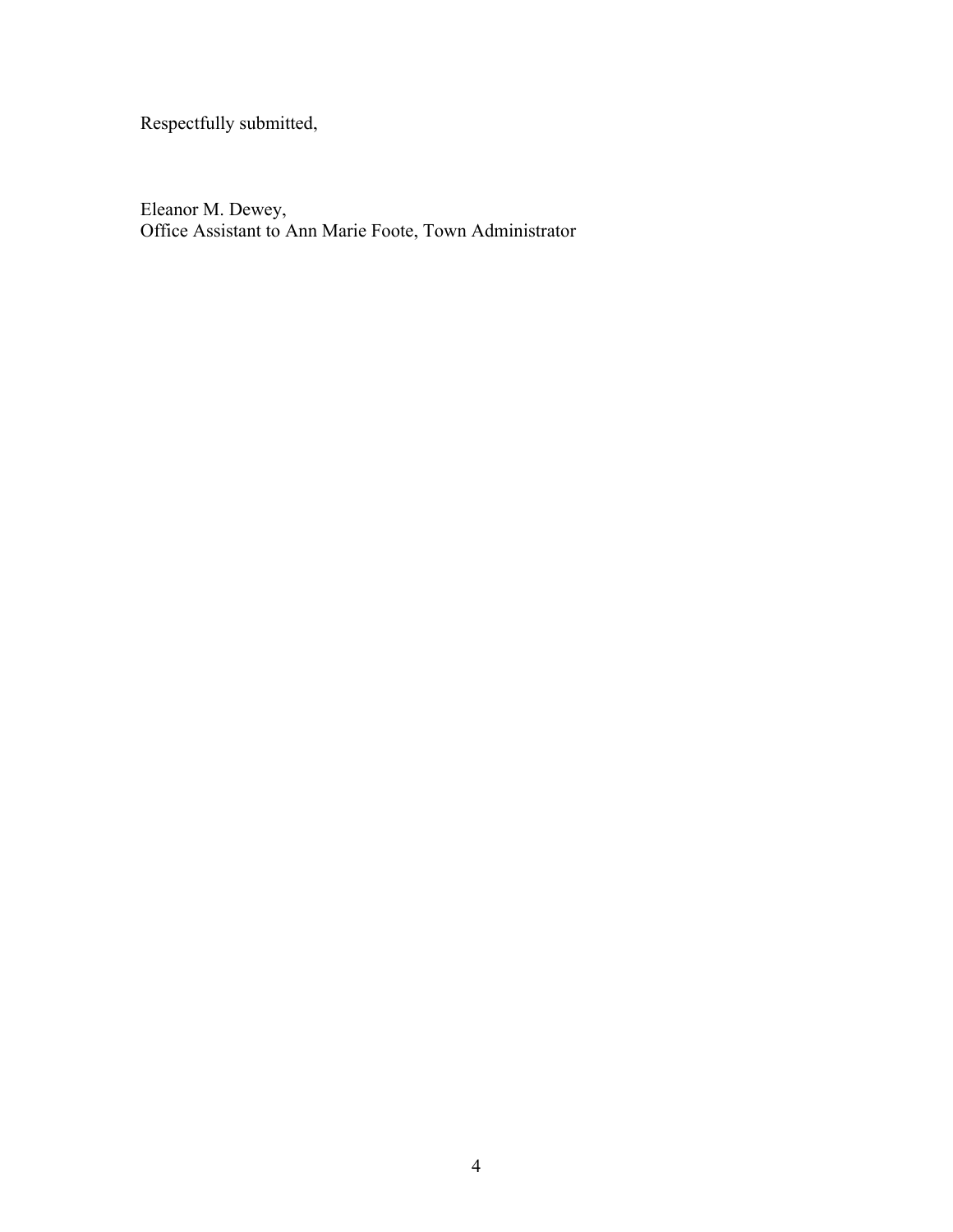Respectfully submitted,

Eleanor M. Dewey,
Office Assistant to Ann Marie Foote, Town Administrator